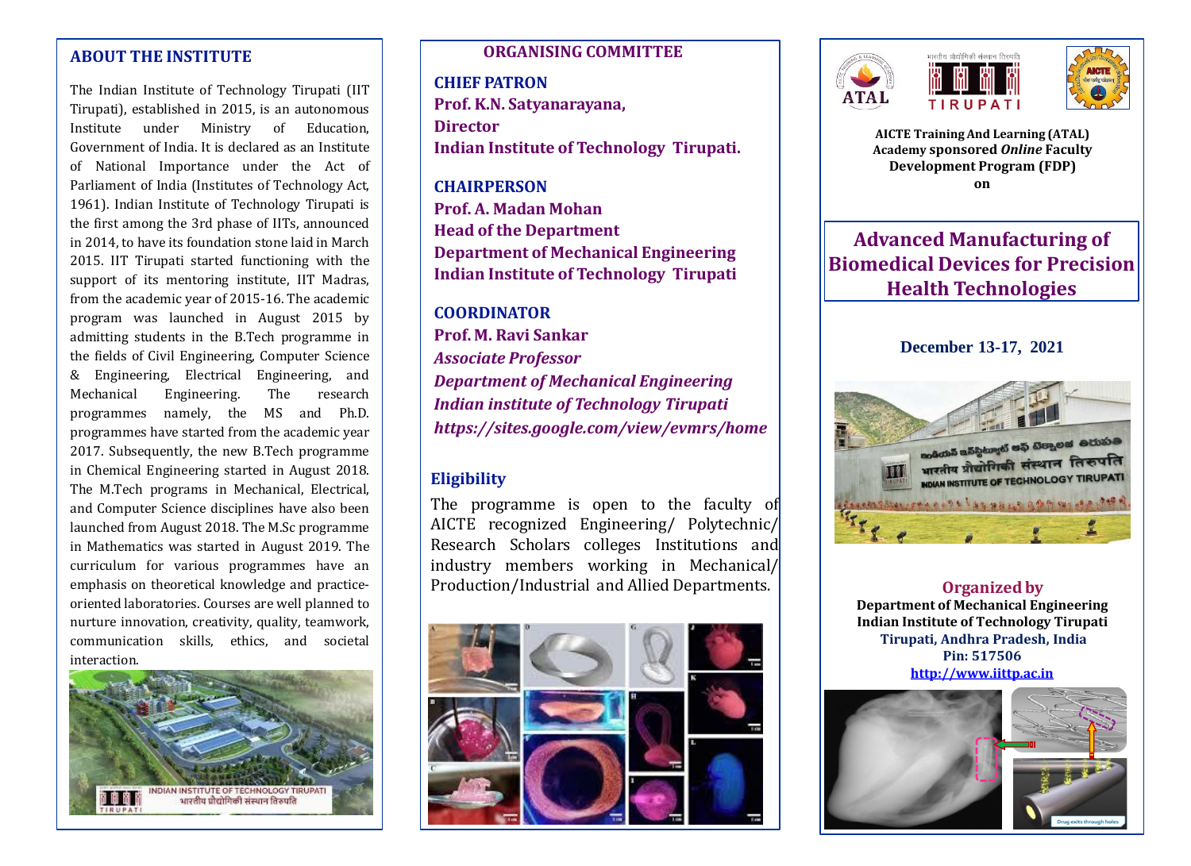## ABOUT THE INSTITUTE

The Indian Institute of Technology Tirupati (IIT Tirupati), established in 2015, is an autonomous Institute under Ministry of Education, Government of India. It is declared as an Institute of National Importance under the Act of Parliament of India (Institutes of Technology Act, 1961). Indian Institute of Technology Tirupati is the first among the 3rd phase of IITs, announced in 2014, to have its foundation stone laid in March 2015. IIT Tirupati started functioning with the support of its mentoring institute, IIT Madras, from the academic year of 2015-16. The academic program was launched in August 2015 by admitting students in the B.Tech programme in the fields of Civil Engineering, Computer Science & Engineering, Electrical Engineering, and Mechanical Engineering. The research programmes namely, the MS and Ph.D. programmes have started from the academic year 2017. Subsequently, the new B.Tech programme in Chemical Engineering started in August 2018. The M.Tech programs in Mechanical, Electrical, and Computer Science disciplines have also been launched from August 2018. The M.Sc programme in Mathematics was started in August 2019. The curriculum for various programmes have an emphasis on theoretical knowledge and practice-oriented laboratories. Courses are well planned to nurture innovation, creativity, quality, teamwork, communication skills, ethics, and societal interaction.

## ORGANISING COMMITTEE

**CHIEF PATRON**
**Prof. K.N. Satyanarayana,**
**Director**
**Indian Institute of Technology Tirupati.**

**CHAIRPERSON**
**Prof. A. Madan Mohan**
**Head of the Department**
**Department of Mechanical Engineering**
**Indian Institute of Technology Tirupati**

**COORDINATOR**
**Prof. M. Ravi Sankar**
***Associate Professor***
***Department of Mechanical Engineering***
***Indian institute of Technology Tirupati***
***https://sites.google.com/view/evmrs/home***

## Eligibility

The programme is open to the faculty of AICTE recognized Engineering/ Polytechnic/ Research Scholars colleges Institutions and industry members working in Mechanical/ Production/Industrial and Allied Departments.

**AICTE Training And Learning (ATAL) Academy sponsored *Online* Faculty Development Program (FDP) on**

# Advanced Manufacturing of Biomedical Devices for Precision Health Technologies

**December 13-17, 2021**

**Organized by**
**Department of Mechanical Engineering**
**Indian Institute of Technology Tirupati**
**Tirupati, Andhra Pradesh, India**
**Pin: 517506**
**http://www.iittp.ac.in**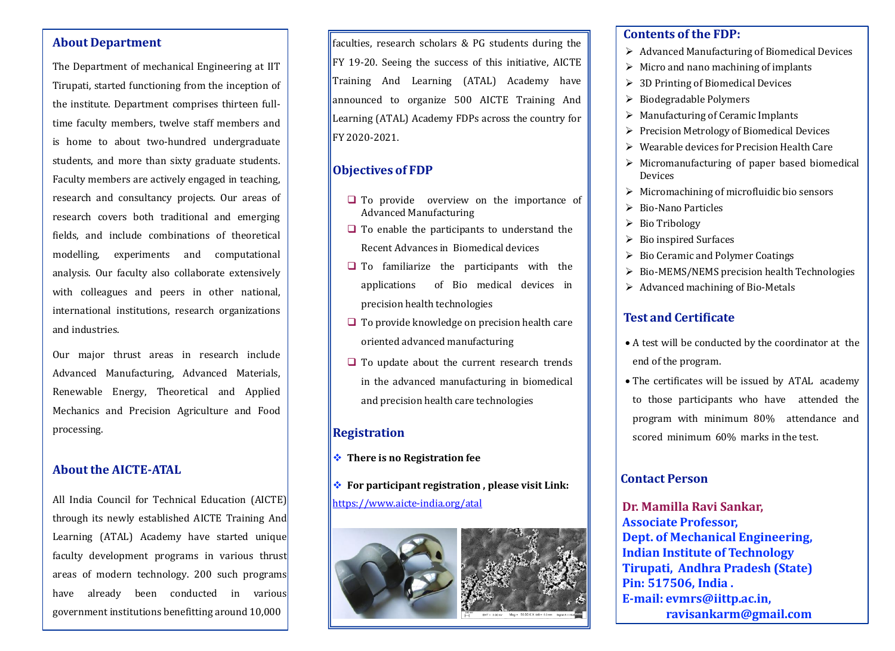## About Department

The Department of mechanical Engineering at IIT Tirupati, started functioning from the inception of the institute. Department comprises thirteen full-time faculty members, twelve staff members and is home to about two-hundred undergraduate students, and more than sixty graduate students. Faculty members are actively engaged in teaching, research and consultancy projects. Our areas of research covers both traditional and emerging fields, and include combinations of theoretical modelling, experiments and computational analysis. Our faculty also collaborate extensively with colleagues and peers in other national, international institutions, research organizations and industries.

Our major thrust areas in research include Advanced Manufacturing, Advanced Materials, Renewable Energy, Theoretical and Applied Mechanics and Precision Agriculture and Food processing.

## About the AICTE-ATAL

All India Council for Technical Education (AICTE) through its newly established AICTE Training And Learning (ATAL) Academy have started unique faculty development programs in various thrust areas of modern technology. 200 such programs have already been conducted in various government institutions benefitting around 10,000 faculties, research scholars & PG students during the FY 19-20. Seeing the success of this initiative, AICTE Training And Learning (ATAL) Academy have announced to organize 500 AICTE Training And Learning (ATAL) Academy FDPs across the country for FY 2020-2021.

## Objectives of FDP

- To provide overview on the importance of Advanced Manufacturing
- To enable the participants to understand the Recent Advances in Biomedical devices
- To familiarize the participants with the applications of Bio medical devices in precision health technologies
- To provide knowledge on precision health care oriented advanced manufacturing
- To update about the current research trends in the advanced manufacturing in biomedical and precision health care technologies

## Registration

- **There is no Registration fee**
- **For participant registration , please visit Link:**

https://www.aicte-india.org/atal

## Contents of the FDP:

- Advanced Manufacturing of Biomedical Devices
- Micro and nano machining of implants
- 3D Printing of Biomedical Devices
- Biodegradable Polymers
- Manufacturing of Ceramic Implants
- Precision Metrology of Biomedical Devices
- Wearable devices for Precision Health Care
- Micromanufacturing of paper based biomedical Devices
- Micromachining of microfluidic bio sensors
- Bio-Nano Particles
- Bio Tribology
- Bio inspired Surfaces
- Bio Ceramic and Polymer Coatings
- Bio-MEMS/NEMS precision health Technologies
- Advanced machining of Bio-Metals

## Test and Certificate

- A test will be conducted by the coordinator at the end of the program.
- The certificates will be issued by ATAL academy to those participants who have attended the program with minimum 80% attendance and scored minimum 60% marks in the test.

## Contact Person

**Dr. Mamilla Ravi Sankar,**
**Associate Professor,**
**Dept. of Mechanical Engineering,**
**Indian Institute of Technology**
**Tirupati, Andhra Pradesh (State)**
**Pin: 517506, India .**
**E-mail: evmrs@iittp.ac.in,**
**ravisankarm@gmail.com**